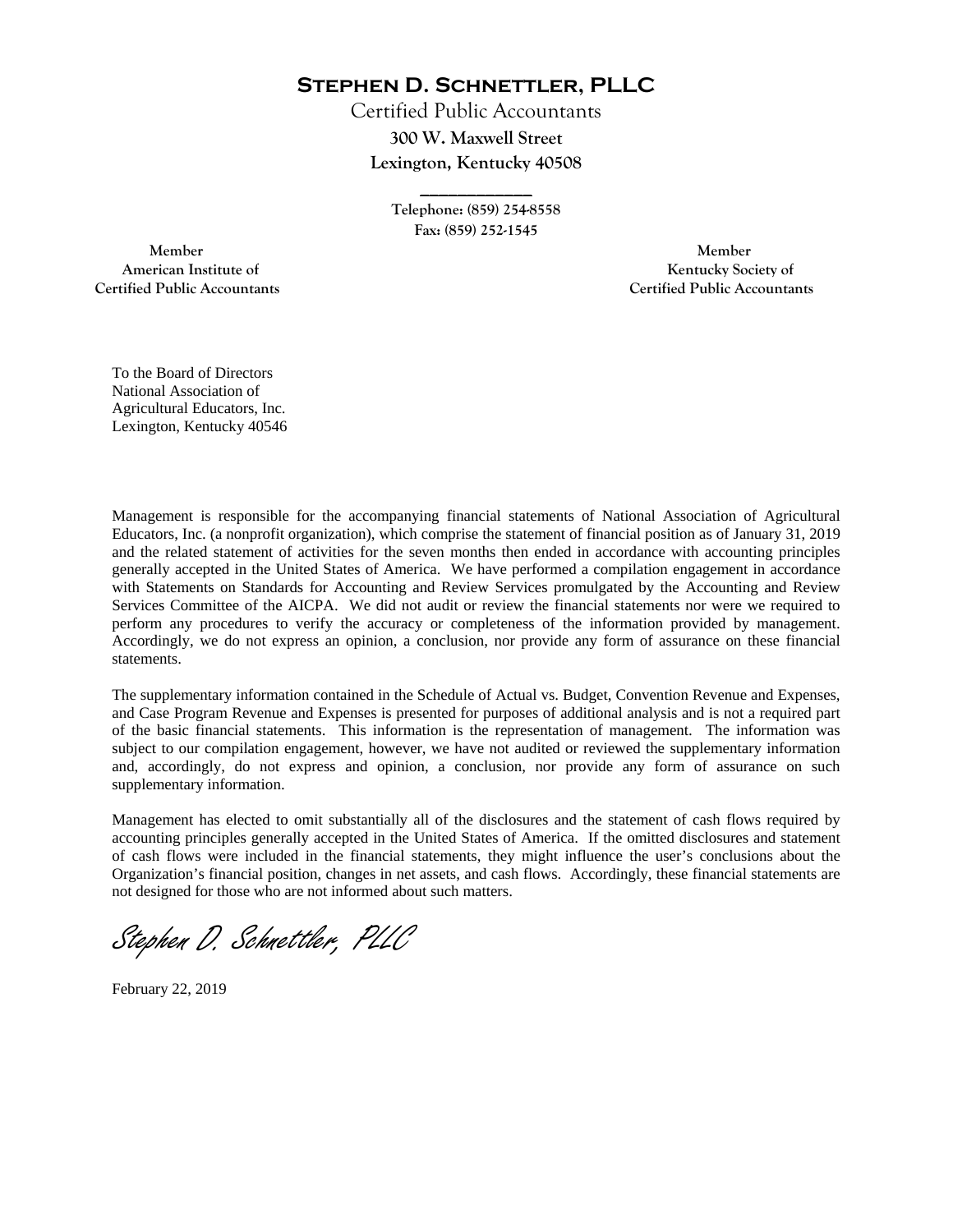**STEPHEN D. SCHNETTLER, PLLC**

Certified Public Accountants

300 W. Maxwell Street

Lexington, Kentucky 40508

Telephone: (859) 254-8558

Fax: (859) 252-1545

Member
American Institute of
Certified Public Accountants

Member
Kentucky Society of
Certified Public Accountants

To the Board of Directors
National Association of
Agricultural Educators, Inc.
Lexington, Kentucky 40546

Management is responsible for the accompanying financial statements of National Association of Agricultural Educators, Inc. (a nonprofit organization), which comprise the statement of financial position as of January 31, 2019 and the related statement of activities for the seven months then ended in accordance with accounting principles generally accepted in the United States of America. We have performed a compilation engagement in accordance with Statements on Standards for Accounting and Review Services promulgated by the Accounting and Review Services Committee of the AICPA. We did not audit or review the financial statements nor were we required to perform any procedures to verify the accuracy or completeness of the information provided by management. Accordingly, we do not express an opinion, a conclusion, nor provide any form of assurance on these financial statements.

The supplementary information contained in the Schedule of Actual vs. Budget, Convention Revenue and Expenses, and Case Program Revenue and Expenses is presented for purposes of additional analysis and is not a required part of the basic financial statements. This information is the representation of management. The information was subject to our compilation engagement, however, we have not audited or reviewed the supplementary information and, accordingly, do not express and opinion, a conclusion, nor provide any form of assurance on such supplementary information.

Management has elected to omit substantially all of the disclosures and the statement of cash flows required by accounting principles generally accepted in the United States of America. If the omitted disclosures and statement of cash flows were included in the financial statements, they might influence the user's conclusions about the Organization's financial position, changes in net assets, and cash flows. Accordingly, these financial statements are not designed for those who are not informed about such matters.

*Stephen D. Schnettler, PLLC*

February 22, 2019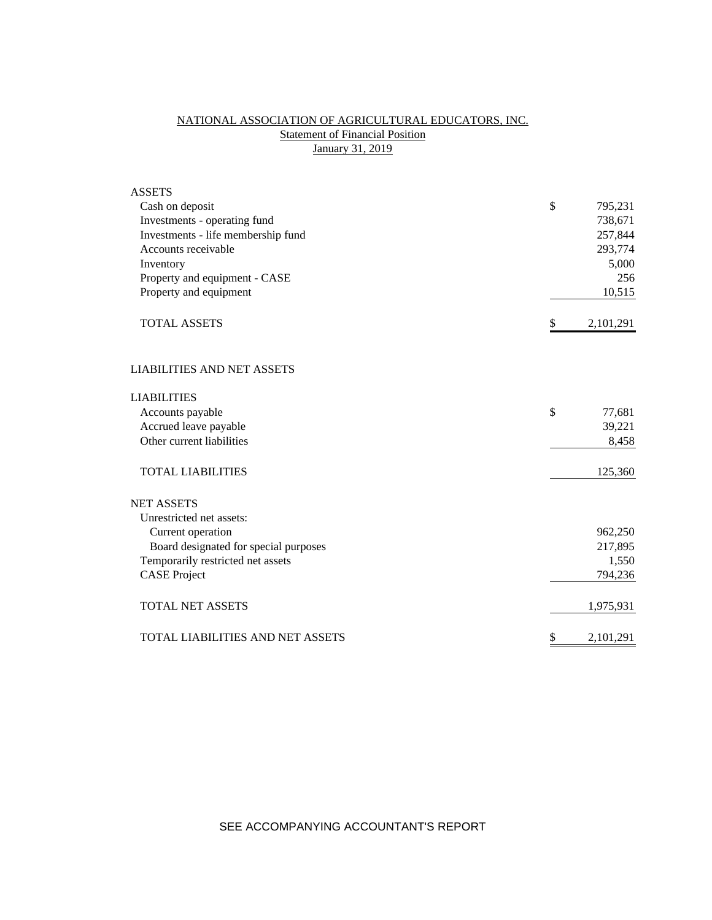NATIONAL ASSOCIATION OF AGRICULTURAL EDUCATORS, INC.
Statement of Financial Position
January 31, 2019

| | | |
|---|---|---|
| ASSETS | | |
| Cash on deposit | $ | 795,231 |
| Investments - operating fund | | 738,671 |
| Investments - life membership fund | | 257,844 |
| Accounts receivable | | 293,774 |
| Inventory | | 5,000 |
| Property and equipment - CASE | | 256 |
| Property and equipment | | 10,515 |
| TOTAL ASSETS | $ | 2,101,291 |
| | | |
| LIABILITIES AND NET ASSETS | | |
| | | |
| LIABILITIES | | |
| Accounts payable | $ | 77,681 |
| Accrued leave payable | | 39,221 |
| Other current liabilities | | 8,458 |
| TOTAL LIABILITIES | | 125,360 |
| | | |
| NET ASSETS | | |
| Unrestricted net assets: | | |
| Current operation | | 962,250 |
| Board designated for special purposes | | 217,895 |
| Temporarily restricted net assets | | 1,550 |
| CASE Project | | 794,236 |
| TOTAL NET ASSETS | | 1,975,931 |
| | | |
| TOTAL LIABILITIES AND NET ASSETS | $ | 2,101,291 |

SEE ACCOMPANYING ACCOUNTANT'S REPORT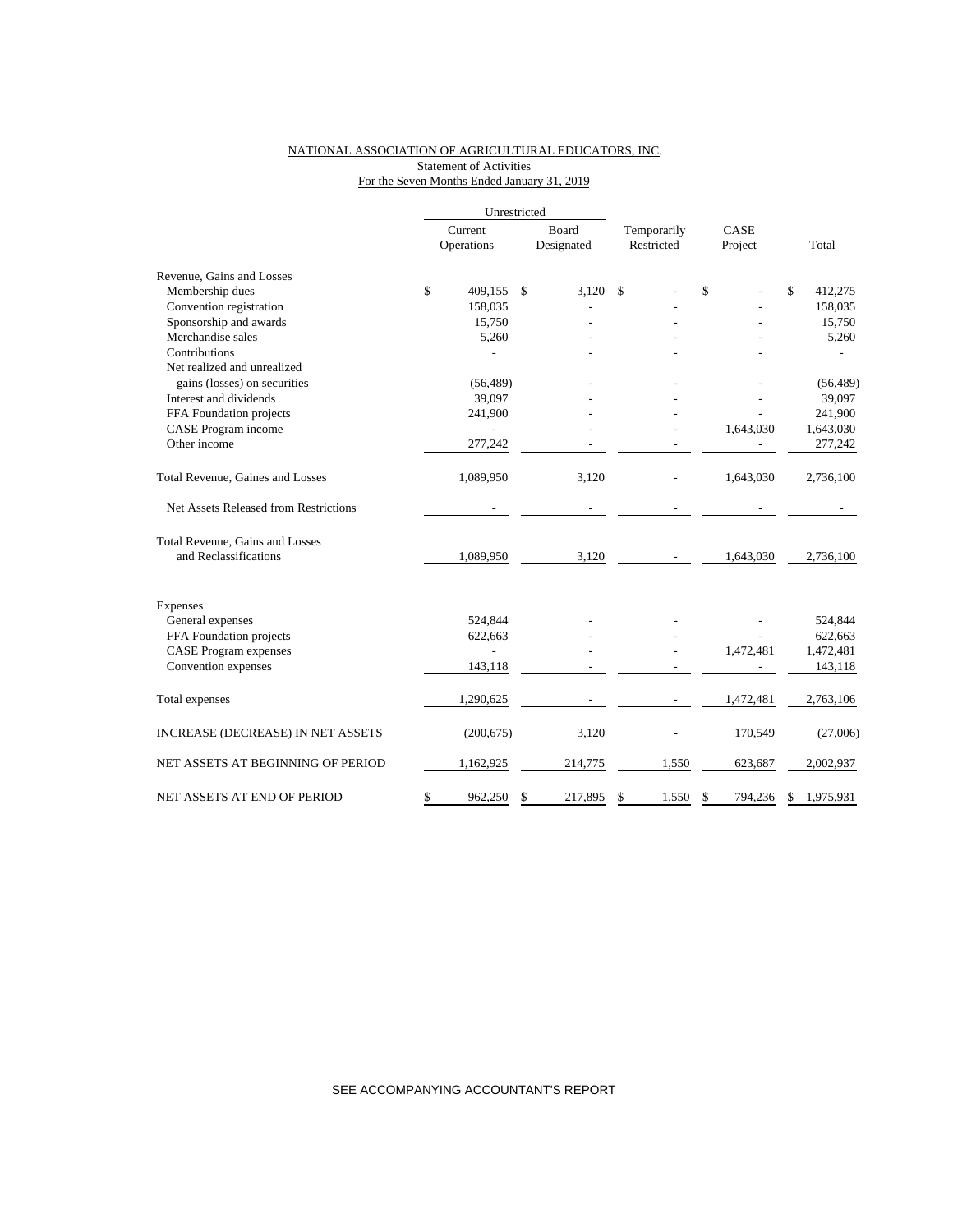NATIONAL ASSOCIATION OF AGRICULTURAL EDUCATORS, INC.

Statement of Activities

For the Seven Months Ended January 31, 2019

| | Unrestricted | | | | |
|---|---|---|---|---|---|
| | Current Operations | Board Designated | Temporarily Restricted | CASE Project | Total |
| Revenue, Gains and Losses | | | | | |
| Membership dues | $ 409,155 | $ 3,120 | $ - | $ - | $ 412,275 |
| Convention registration | 158,035 | - | - | - | 158,035 |
| Sponsorship and awards | 15,750 | - | - | - | 15,750 |
| Merchandise sales | 5,260 | - | - | - | 5,260 |
| Contributions | - | - | - | - | - |
| Net realized and unrealized gains (losses) on securities | (56,489) | - | - | - | (56,489) |
| Interest and dividends | 39,097 | - | - | - | 39,097 |
| FFA Foundation projects | 241,900 | - | - | - | 241,900 |
| CASE Program income | - | - | - | 1,643,030 | 1,643,030 |
| Other income | 277,242 | - | - | - | 277,242 |
| Total Revenue, Gaines and Losses | 1,089,950 | 3,120 | - | 1,643,030 | 2,736,100 |
| Net Assets Released from Restrictions | - | - | - | - | - |
| Total Revenue, Gains and Losses and Reclassifications | 1,089,950 | 3,120 | - | 1,643,030 | 2,736,100 |
| Expenses | | | | | |
| General expenses | 524,844 | - | - | - | 524,844 |
| FFA Foundation projects | 622,663 | - | - | - | 622,663 |
| CASE Program expenses | - | - | - | 1,472,481 | 1,472,481 |
| Convention expenses | 143,118 | - | - | - | 143,118 |
| Total expenses | 1,290,625 | - | - | 1,472,481 | 2,763,106 |
| INCREASE (DECREASE) IN NET ASSETS | (200,675) | 3,120 | - | 170,549 | (27,006) |
| NET ASSETS AT BEGINNING OF PERIOD | 1,162,925 | 214,775 | 1,550 | 623,687 | 2,002,937 |
| NET ASSETS AT END OF PERIOD | $ 962,250 | $ 217,895 | $ 1,550 | $ 794,236 | $ 1,975,931 |

SEE ACCOMPANYING ACCOUNTANT'S REPORT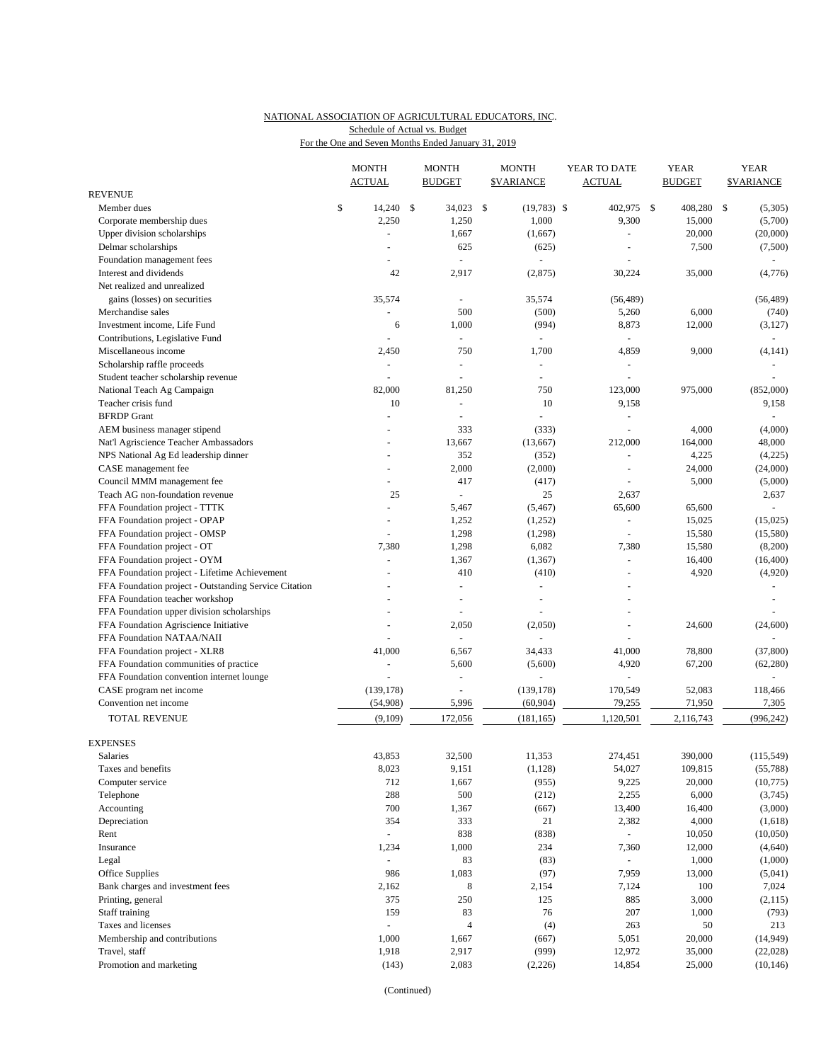NATIONAL ASSOCIATION OF AGRICULTURAL EDUCATORS, INC.

Schedule of Actual vs. Budget

For the One and Seven Months Ended January 31, 2019

| | MONTH ACTUAL | MONTH BUDGET | MONTH $VARIANCE | YEAR TO DATE ACTUAL | YEAR BUDGET | YEAR $VARIANCE |
|---|---|---|---|---|---|---|
| REVENUE | | | | | | |
| Member dues | $ 14,240 | $ 34,023 | $ (19,783) | $ 402,975 | $ 408,280 | $ (5,305) |
| Corporate membership dues | 2,250 | 1,250 | 1,000 | 9,300 | 15,000 | (5,700) |
| Upper division scholarships | - | 1,667 | (1,667) | - | 20,000 | (20,000) |
| Delmar scholarships | - | 625 | (625) | - | 7,500 | (7,500) |
| Foundation management fees | - | - | - | - | | - |
| Interest and dividends | 42 | 2,917 | (2,875) | 30,224 | 35,000 | (4,776) |
| Net realized and unrealized gains (losses) on securities | 35,574 | - | 35,574 | (56,489) | | (56,489) |
| Merchandise sales | - | 500 | (500) | 5,260 | 6,000 | (740) |
| Investment income, Life Fund | 6 | 1,000 | (994) | 8,873 | 12,000 | (3,127) |
| Contributions, Legislative Fund | - | - | - | - | | - |
| Miscellaneous income | 2,450 | 750 | 1,700 | 4,859 | 9,000 | (4,141) |
| Scholarship raffle proceeds | - | - | - | - | | - |
| Student teacher scholarship revenue | - | - | - | - | | - |
| National Teach Ag Campaign | 82,000 | 81,250 | 750 | 123,000 | 975,000 | (852,000) |
| Teacher crisis fund | 10 | - | 10 | 9,158 | | 9,158 |
| BFRDP Grant | - | - | - | - | | - |
| AEM business manager stipend | - | 333 | (333) | - | 4,000 | (4,000) |
| Nat'l Agriscience Teacher Ambassadors | - | 13,667 | (13,667) | 212,000 | 164,000 | 48,000 |
| NPS National Ag Ed leadership dinner | - | 352 | (352) | - | 4,225 | (4,225) |
| CASE management fee | - | 2,000 | (2,000) | - | 24,000 | (24,000) |
| Council MMM management fee | - | 417 | (417) | - | 5,000 | (5,000) |
| Teach AG non-foundation revenue | 25 | - | 25 | 2,637 | | 2,637 |
| FFA Foundation project - TTTK | - | 5,467 | (5,467) | 65,600 | 65,600 | - |
| FFA Foundation project - OPAP | - | 1,252 | (1,252) | - | 15,025 | (15,025) |
| FFA Foundation project - OMSP | - | 1,298 | (1,298) | - | 15,580 | (15,580) |
| FFA Foundation project - OT | 7,380 | 1,298 | 6,082 | 7,380 | 15,580 | (8,200) |
| FFA Foundation project - OYM | - | 1,367 | (1,367) | - | 16,400 | (16,400) |
| FFA Foundation project - Lifetime Achievement | - | 410 | (410) | - | 4,920 | (4,920) |
| FFA Foundation project - Outstanding Service Citation | - | - | - | - | | - |
| FFA Foundation teacher workshop | - | - | - | - | | - |
| FFA Foundation upper division scholarships | - | - | - | - | | - |
| FFA Foundation Agriscience Initiative | - | 2,050 | (2,050) | - | 24,600 | (24,600) |
| FFA Foundation NATAA/NAII | - | - | - | - | | - |
| FFA Foundation project - XLR8 | 41,000 | 6,567 | 34,433 | 41,000 | 78,800 | (37,800) |
| FFA Foundation communities of practice | - | 5,600 | (5,600) | 4,920 | 67,200 | (62,280) |
| FFA Foundation convention internet lounge | - | - | - | - | | - |
| CASE program net income | (139,178) | - | (139,178) | 170,549 | 52,083 | 118,466 |
| Convention net income | (54,908) | 5,996 | (60,904) | 79,255 | 71,950 | 7,305 |
| TOTAL REVENUE | (9,109) | 172,056 | (181,165) | 1,120,501 | 2,116,743 | (996,242) |
| EXPENSES | | | | | | |
| Salaries | 43,853 | 32,500 | 11,353 | 274,451 | 390,000 | (115,549) |
| Taxes and benefits | 8,023 | 9,151 | (1,128) | 54,027 | 109,815 | (55,788) |
| Computer service | 712 | 1,667 | (955) | 9,225 | 20,000 | (10,775) |
| Telephone | 288 | 500 | (212) | 2,255 | 6,000 | (3,745) |
| Accounting | 700 | 1,367 | (667) | 13,400 | 16,400 | (3,000) |
| Depreciation | 354 | 333 | 21 | 2,382 | 4,000 | (1,618) |
| Rent | - | 838 | (838) | - | 10,050 | (10,050) |
| Insurance | 1,234 | 1,000 | 234 | 7,360 | 12,000 | (4,640) |
| Legal | - | 83 | (83) | - | 1,000 | (1,000) |
| Office Supplies | 986 | 1,083 | (97) | 7,959 | 13,000 | (5,041) |
| Bank charges and investment fees | 2,162 | 8 | 2,154 | 7,124 | 100 | 7,024 |
| Printing, general | 375 | 250 | 125 | 885 | 3,000 | (2,115) |
| Staff training | 159 | 83 | 76 | 207 | 1,000 | (793) |
| Taxes and licenses | - | 4 | (4) | 263 | 50 | 213 |
| Membership and contributions | 1,000 | 1,667 | (667) | 5,051 | 20,000 | (14,949) |
| Travel, staff | 1,918 | 2,917 | (999) | 12,972 | 35,000 | (22,028) |
| Promotion and marketing | (143) | 2,083 | (2,226) | 14,854 | 25,000 | (10,146) |

(Continued)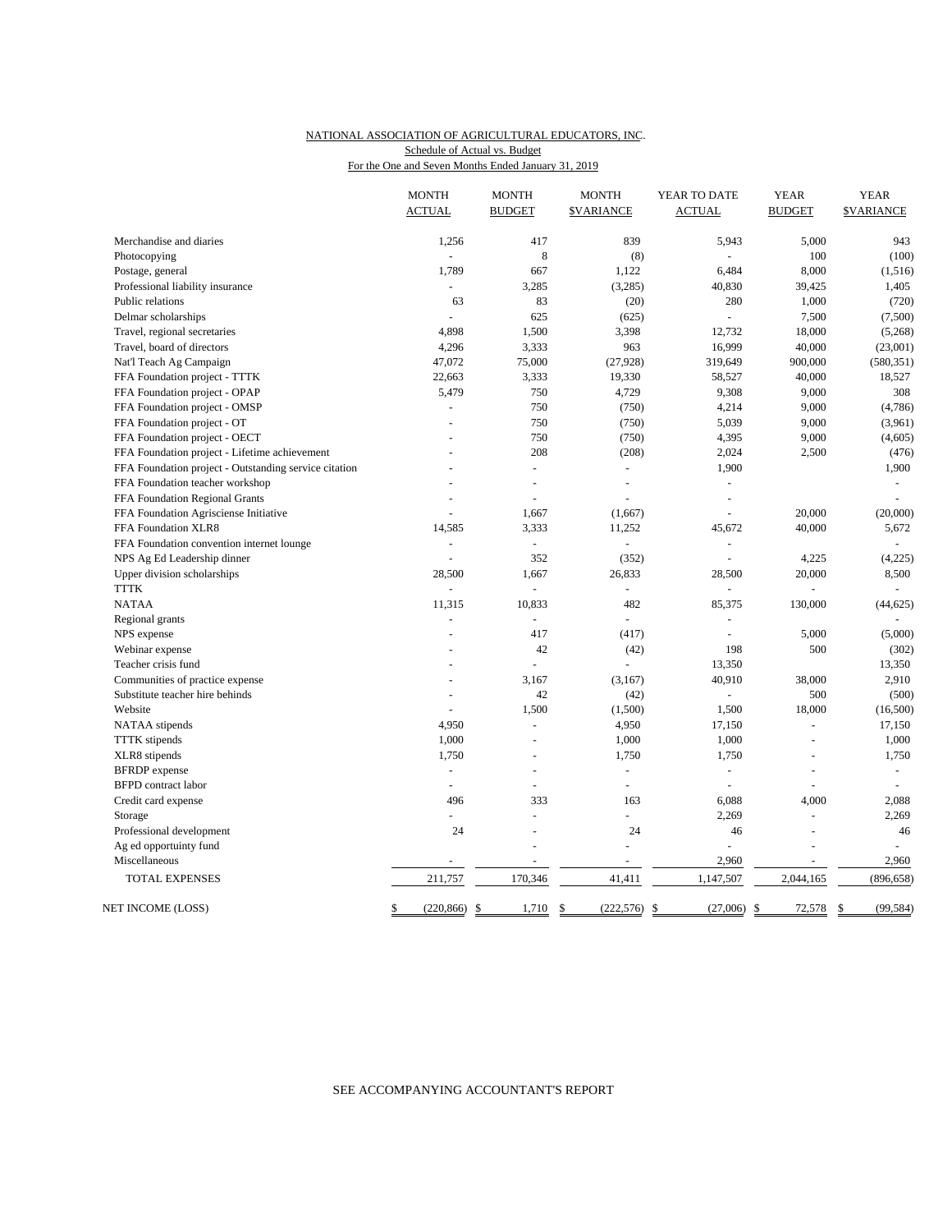NATIONAL ASSOCIATION OF AGRICULTURAL EDUCATORS, INC.

Schedule of Actual vs. Budget

For the One and Seven Months Ended January 31, 2019

| | MONTH ACTUAL | MONTH BUDGET | MONTH $VARIANCE | YEAR TO DATE ACTUAL | YEAR BUDGET | YEAR $VARIANCE |
|---|---|---|---|---|---|---|
| Merchandise and diaries | 1,256 | 417 | 839 | 5,943 | 5,000 | 943 |
| Photocopying | - | 8 | (8) | - | 100 | (100) |
| Postage, general | 1,789 | 667 | 1,122 | 6,484 | 8,000 | (1,516) |
| Professional liability insurance | - | 3,285 | (3,285) | 40,830 | 39,425 | 1,405 |
| Public relations | 63 | 83 | (20) | 280 | 1,000 | (720) |
| Delmar scholarships | - | 625 | (625) | - | 7,500 | (7,500) |
| Travel, regional secretaries | 4,898 | 1,500 | 3,398 | 12,732 | 18,000 | (5,268) |
| Travel, board of directors | 4,296 | 3,333 | 963 | 16,999 | 40,000 | (23,001) |
| Nat'l Teach Ag Campaign | 47,072 | 75,000 | (27,928) | 319,649 | 900,000 | (580,351) |
| FFA Foundation project - TTTK | 22,663 | 3,333 | 19,330 | 58,527 | 40,000 | 18,527 |
| FFA Foundation project - OPAP | 5,479 | 750 | 4,729 | 9,308 | 9,000 | 308 |
| FFA Foundation project - OMSP | - | 750 | (750) | 4,214 | 9,000 | (4,786) |
| FFA Foundation project - OT | - | 750 | (750) | 5,039 | 9,000 | (3,961) |
| FFA Foundation project - OECT | - | 750 | (750) | 4,395 | 9,000 | (4,605) |
| FFA Foundation project - Lifetime achievement | - | 208 | (208) | 2,024 | 2,500 | (476) |
| FFA Foundation project - Outstanding service citation | - | - | - | 1,900 | | 1,900 |
| FFA Foundation teacher workshop | - | - | - | - | | - |
| FFA Foundation Regional Grants | - | - | - | - | | - |
| FFA Foundation Agrisciense Initiative | - | 1,667 | (1,667) | - | 20,000 | (20,000) |
| FFA Foundation XLR8 | 14,585 | 3,333 | 11,252 | 45,672 | 40,000 | 5,672 |
| FFA Foundation convention internet lounge | - | - | - | - | | - |
| NPS Ag Ed Leadership dinner | - | 352 | (352) | - | 4,225 | (4,225) |
| Upper division scholarships | 28,500 | 1,667 | 26,833 | 28,500 | 20,000 | 8,500 |
| TTTK | - | - | - | - | - | - |
| NATAA | 11,315 | 10,833 | 482 | 85,375 | 130,000 | (44,625) |
| Regional grants | - | - | - | - | | - |
| NPS expense | - | 417 | (417) | - | 5,000 | (5,000) |
| Webinar expense | - | 42 | (42) | 198 | 500 | (302) |
| Teacher crisis fund | - | - | - | 13,350 | | 13,350 |
| Communities of practice expense | - | 3,167 | (3,167) | 40,910 | 38,000 | 2,910 |
| Substitute teacher hire behinds | - | 42 | (42) | - | 500 | (500) |
| Website | - | 1,500 | (1,500) | 1,500 | 18,000 | (16,500) |
| NATAA stipends | 4,950 | - | 4,950 | 17,150 | - | 17,150 |
| TTTK stipends | 1,000 | - | 1,000 | 1,000 | - | 1,000 |
| XLR8 stipends | 1,750 | - | 1,750 | 1,750 | - | 1,750 |
| BFRDP expense | - | - | - | - | - | - |
| BFPD contract labor | - | - | - | - | - | - |
| Credit card expense | 496 | 333 | 163 | 6,088 | 4,000 | 2,088 |
| Storage | - | - | - | 2,269 | - | 2,269 |
| Professional development | 24 | - | 24 | 46 | - | 46 |
| Ag ed opportuinty fund | | - | - | - | - | - |
| Miscellaneous | - | - | - | 2,960 | - | 2,960 |
| TOTAL EXPENSES | 211,757 | 170,346 | 41,411 | 1,147,507 | 2,044,165 | (896,658) |
| NET INCOME (LOSS) | $ (220,866) | $ 1,710 | $ (222,576) | $ (27,006) | $ 72,578 | $ (99,584) |

SEE ACCOMPANYING ACCOUNTANT'S REPORT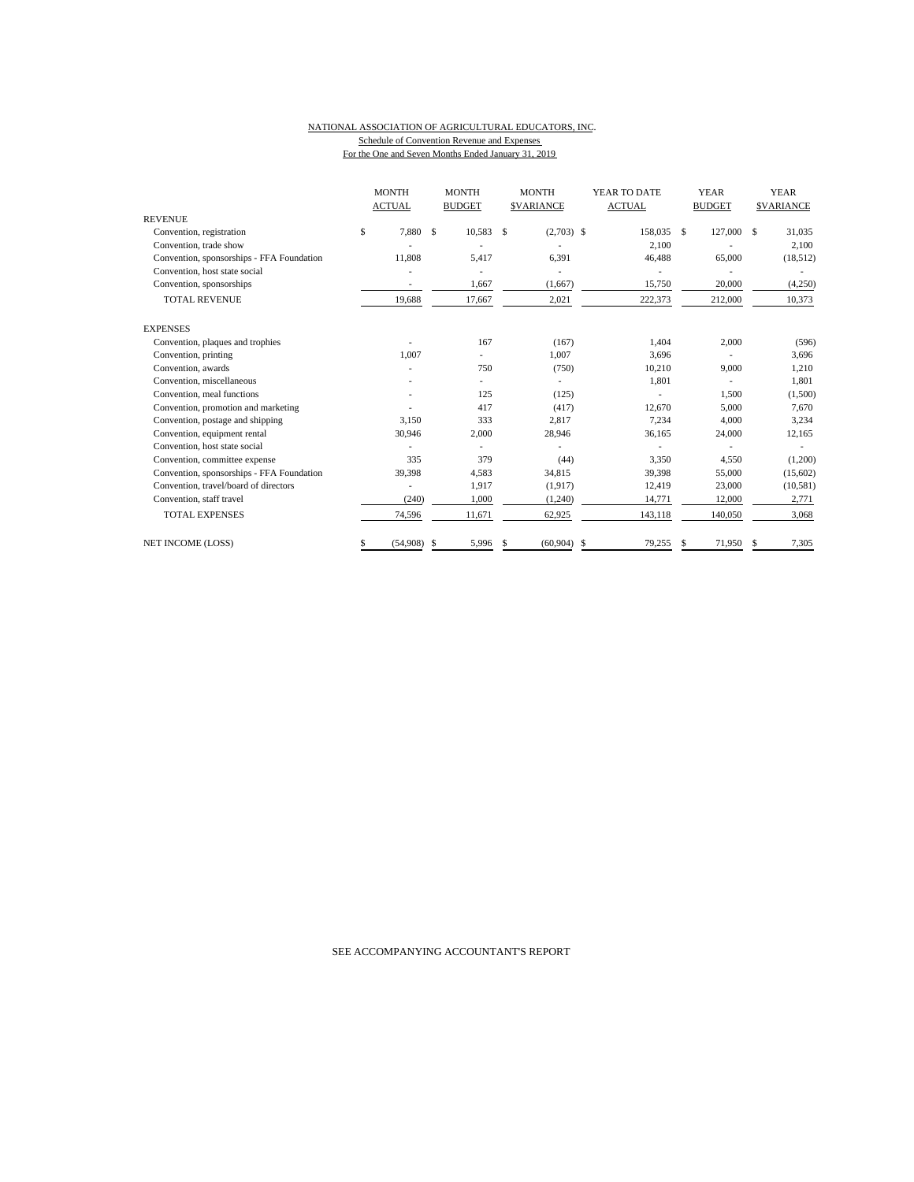NATIONAL ASSOCIATION OF AGRICULTURAL EDUCATORS, INC.

Schedule of Convention Revenue and Expenses

For the One and Seven Months Ended January 31, 2019

| | MONTH ACTUAL | MONTH BUDGET | MONTH $VARIANCE | YEAR TO DATE ACTUAL | YEAR BUDGET | YEAR $VARIANCE |
|---|---|---|---|---|---|---|
| **REVENUE** | | | | | | |
| Convention, registration | $ 7,880 | $ 10,583 | $ (2,703) | $ 158,035 | $ 127,000 | $ 31,035 |
| Convention, trade show | - | - | - | 2,100 | - | 2,100 |
| Convention, sponsorships - FFA Foundation | 11,808 | 5,417 | 6,391 | 46,488 | 65,000 | (18,512) |
| Convention, host state social | - | - | - | - | - | - |
| Convention, sponsorships | - | 1,667 | (1,667) | 15,750 | 20,000 | (4,250) |
| TOTAL REVENUE | 19,688 | 17,667 | 2,021 | 222,373 | 212,000 | 10,373 |
| **EXPENSES** | | | | | | |
| Convention, plaques and trophies | - | 167 | (167) | 1,404 | 2,000 | (596) |
| Convention, printing | 1,007 | - | 1,007 | 3,696 | - | 3,696 |
| Convention, awards | - | 750 | (750) | 10,210 | 9,000 | 1,210 |
| Convention, miscellaneous | - | - | - | 1,801 | - | 1,801 |
| Convention, meal functions | - | 125 | (125) | - | 1,500 | (1,500) |
| Convention, promotion and marketing | - | 417 | (417) | 12,670 | 5,000 | 7,670 |
| Convention, postage and shipping | 3,150 | 333 | 2,817 | 7,234 | 4,000 | 3,234 |
| Convention, equipment rental | 30,946 | 2,000 | 28,946 | 36,165 | 24,000 | 12,165 |
| Convention, host state social | - | - | - | - | - | - |
| Convention, committee expense | 335 | 379 | (44) | 3,350 | 4,550 | (1,200) |
| Convention, sponsorships - FFA Foundation | 39,398 | 4,583 | 34,815 | 39,398 | 55,000 | (15,602) |
| Convention, travel/board of directors | - | 1,917 | (1,917) | 12,419 | 23,000 | (10,581) |
| Convention, staff travel | (240) | 1,000 | (1,240) | 14,771 | 12,000 | 2,771 |
| TOTAL EXPENSES | 74,596 | 11,671 | 62,925 | 143,118 | 140,050 | 3,068 |
| NET INCOME (LOSS) | $ (54,908) | $ 5,996 | $ (60,904) | $ 79,255 | $ 71,950 | $ 7,305 |

SEE ACCOMPANYING ACCOUNTANT'S REPORT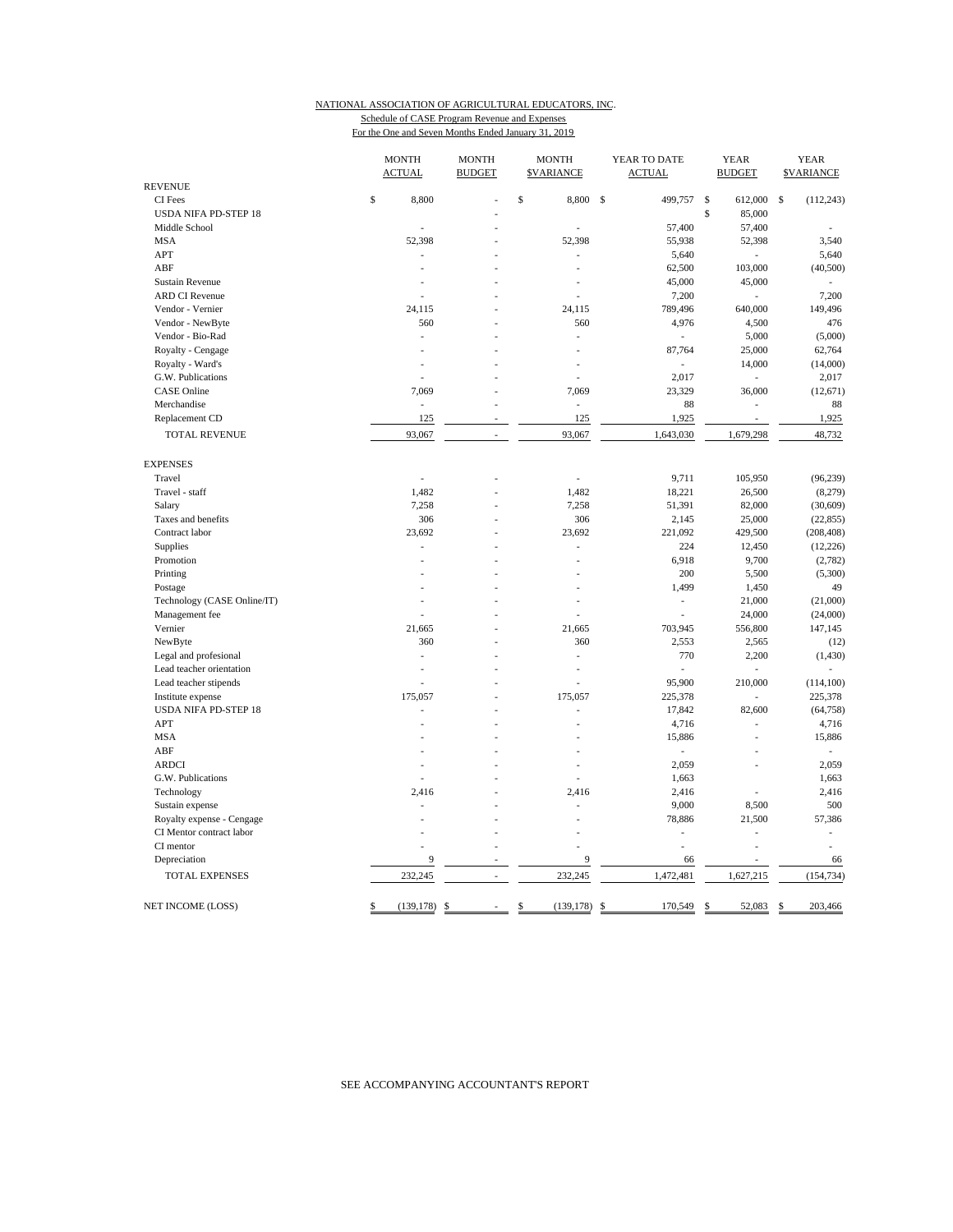NATIONAL ASSOCIATION OF AGRICULTURAL EDUCATORS, INC.

Schedule of CASE Program Revenue and Expenses

For the One and Seven Months Ended January 31, 2019

| | MONTH ACTUAL | MONTH BUDGET | MONTH $VARIANCE | YEAR TO DATE ACTUAL | YEAR BUDGET | YEAR $VARIANCE |
|---|---|---|---|---|---|---|
| REVENUE | | | | | | |
| CI Fees | $ 8,800 | - | $ 8,800 | $ 499,757 | $ 612,000 | $ (112,243) |
| USDA NIFA PD-STEP 18 | | - | | | $ 85,000 | |
| Middle School | - | - | - | 57,400 | 57,400 | - |
| MSA | 52,398 | - | 52,398 | 55,938 | 52,398 | 3,540 |
| APT | - | - | - | 5,640 | - | 5,640 |
| ABF | - | - | - | 62,500 | 103,000 | (40,500) |
| Sustain Revenue | - | - | - | 45,000 | 45,000 | - |
| ARD CI Revenue | - | - | - | 7,200 | - | 7,200 |
| Vendor - Vernier | 24,115 | - | 24,115 | 789,496 | 640,000 | 149,496 |
| Vendor - NewByte | 560 | - | 560 | 4,976 | 4,500 | 476 |
| Vendor - Bio-Rad | - | - | - | - | 5,000 | (5,000) |
| Royalty - Cengage | - | - | - | 87,764 | 25,000 | 62,764 |
| Royalty - Ward's | - | - | - | - | 14,000 | (14,000) |
| G.W. Publications | - | - | - | 2,017 | - | 2,017 |
| CASE Online | 7,069 | - | 7,069 | 23,329 | 36,000 | (12,671) |
| Merchandise | - | - | - | 88 | - | 88 |
| Replacement CD | 125 | - | 125 | 1,925 | - | 1,925 |
| TOTAL REVENUE | 93,067 | - | 93,067 | 1,643,030 | 1,679,298 | 48,732 |
| EXPENSES | | | | | | |
| Travel | - | - | - | 9,711 | 105,950 | (96,239) |
| Travel - staff | 1,482 | - | 1,482 | 18,221 | 26,500 | (8,279) |
| Salary | 7,258 | - | 7,258 | 51,391 | 82,000 | (30,609) |
| Taxes and benefits | 306 | - | 306 | 2,145 | 25,000 | (22,855) |
| Contract labor | 23,692 | - | 23,692 | 221,092 | 429,500 | (208,408) |
| Supplies | - | - | - | 224 | 12,450 | (12,226) |
| Promotion | - | - | - | 6,918 | 9,700 | (2,782) |
| Printing | - | - | - | 200 | 5,500 | (5,300) |
| Postage | - | - | - | 1,499 | 1,450 | 49 |
| Technology (CASE Online/IT) | - | - | - | - | 21,000 | (21,000) |
| Management fee | - | - | - | - | 24,000 | (24,000) |
| Vernier | 21,665 | - | 21,665 | 703,945 | 556,800 | 147,145 |
| NewByte | 360 | - | 360 | 2,553 | 2,565 | (12) |
| Legal and profesional | - | - | - | 770 | 2,200 | (1,430) |
| Lead teacher orientation | - | - | - | - | - | - |
| Lead teacher stipends | - | - | - | 95,900 | 210,000 | (114,100) |
| Institute expense | 175,057 | - | 175,057 | 225,378 | - | 225,378 |
| USDA NIFA PD-STEP 18 | - | - | - | 17,842 | 82,600 | (64,758) |
| APT | - | - | - | 4,716 | - | 4,716 |
| MSA | - | - | - | 15,886 | - | 15,886 |
| ABF | - | - | - | - | - | - |
| ARDCI | - | - | - | 2,059 | - | 2,059 |
| G.W. Publications | - | - | - | 1,663 | | 1,663 |
| Technology | 2,416 | - | 2,416 | 2,416 | - | 2,416 |
| Sustain expense | - | - | - | 9,000 | 8,500 | 500 |
| Royalty expense - Cengage | - | - | - | 78,886 | 21,500 | 57,386 |
| CI Mentor contract labor | - | - | - | - | - | - |
| CI mentor | - | - | - | - | - | - |
| Depreciation | 9 | - | 9 | 66 | - | 66 |
| TOTAL EXPENSES | 232,245 | - | 232,245 | 1,472,481 | 1,627,215 | (154,734) |
| NET INCOME (LOSS) | $ (139,178) | $ - | $ (139,178) | $ 170,549 | $ 52,083 | $ 203,466 |

SEE ACCOMPANYING ACCOUNTANT'S REPORT